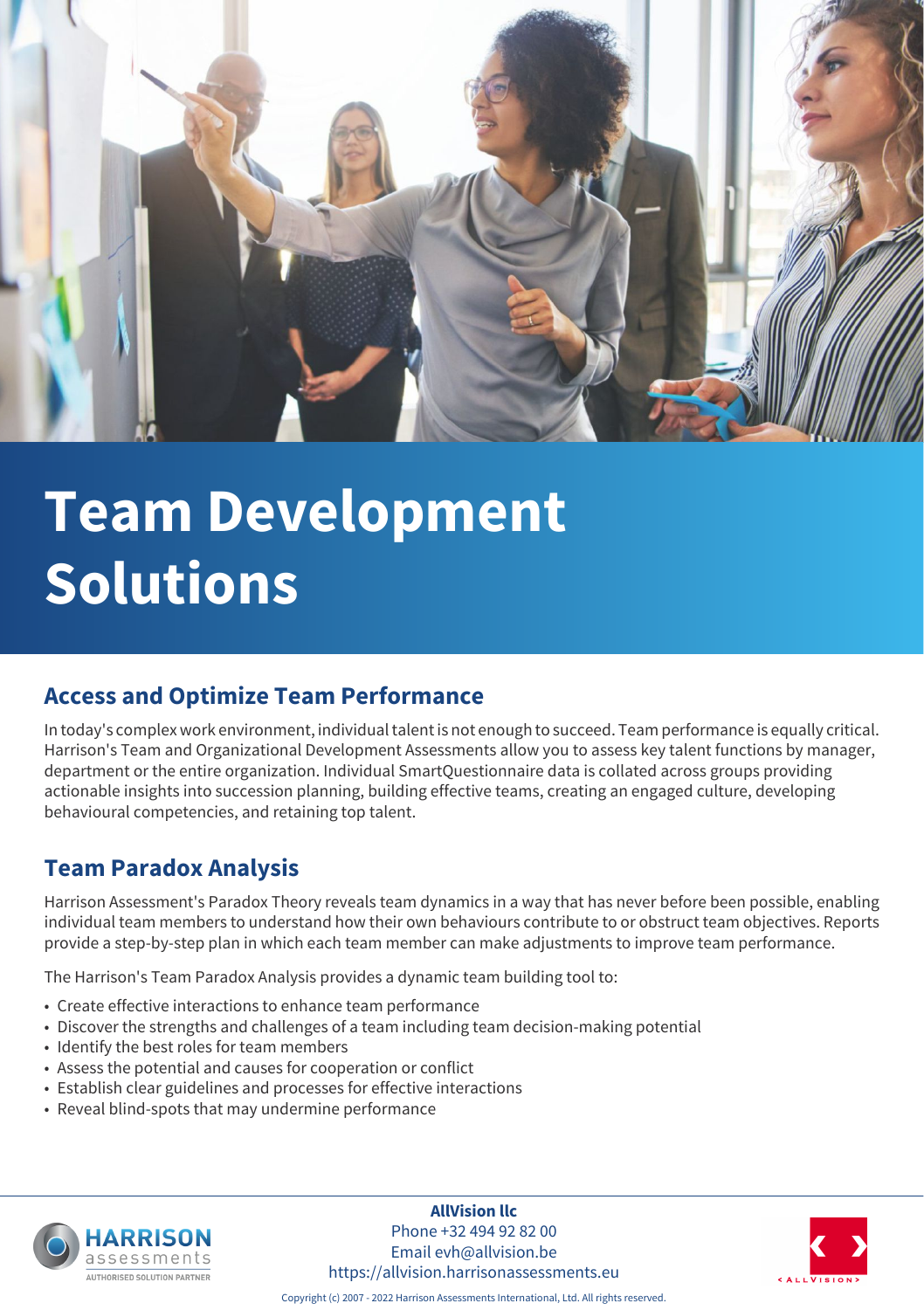# Team Development Solutions

## Access and Optimize Team Performance

In today's complex work environment, individual talent is not enough to succeed. Team performance is equally critical. Harrison's Team and Organizational Development Assessments allow you to assess key talent functions by manager, department or the entire organization. Individual SmartQuestionnaire data is collated across groups providing actionable insights into succession planning, building effective teams, creating an engaged culture, developing behavioural competencies, and retaining top talent.

## Team Paradox Analysis

Harrison Assessment's Paradox Theory reveals team dynamics in a way that has never before been possible, enabling individual team members to understand how their own behaviours contribute to or obstruct team objectives. Reports provide a step-by-step plan in which each team member can make adjustments to improve team performance.

The Harrison's Team Paradox Analysis provides a dynamic team building tool to:

- Create effective interactions to enhance team performance
- Discover the strengths and challenges of a team including team decision-making potential
- Identify the best roles for team members
- Assess the potential and causes for cooperation or conflict
- Establish clear guidelines and processes for effective interactions
- Reveal blind-spots that may undermine performance

HARRISON assessments AUTHORISED SOLUTION PARTNER

**AllVision llc**
Phone +32 494 92 82 00
Email evh@allvision.be
https://allvision.harrisonassessments.eu

< ALLVISION >

Copyright (c) 2007 - 2022 Harrison Assessments International, Ltd. All rights reserved.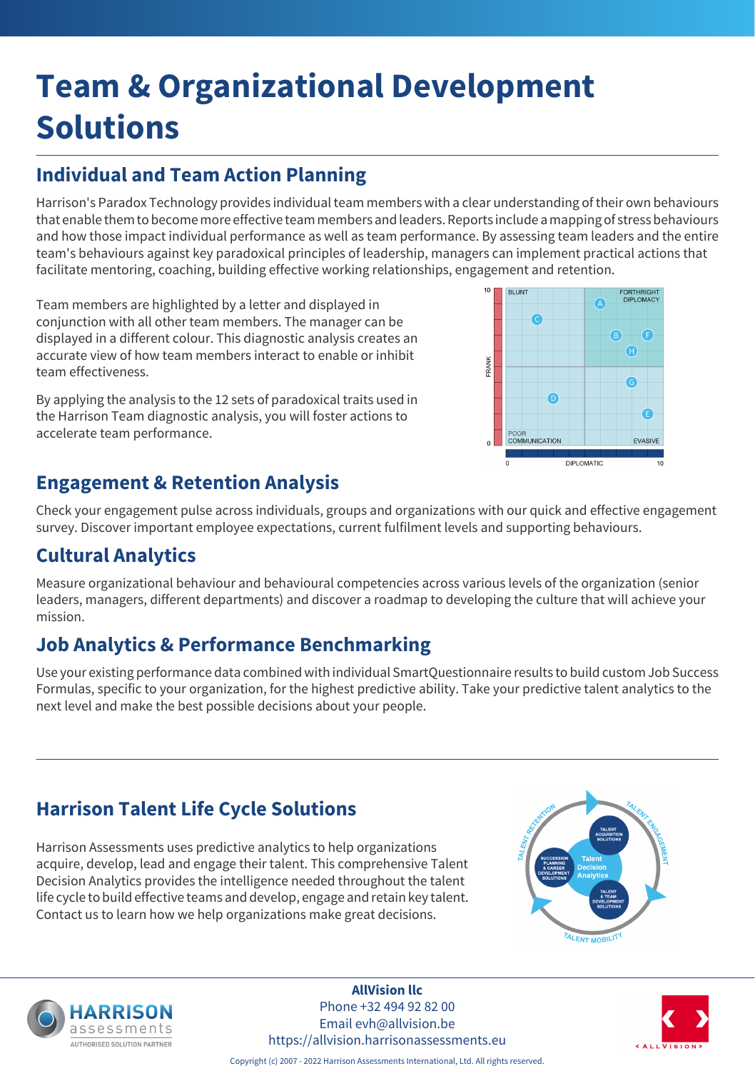# Team & Organizational Development Solutions

## Individual and Team Action Planning

Harrison's Paradox Technology provides individual team members with a clear understanding of their own behaviours that enable them to become more effective team members and leaders. Reports include a mapping of stress behaviours and how those impact individual performance as well as team performance. By assessing team leaders and the entire team's behaviours against key paradoxical principles of leadership, managers can implement practical actions that facilitate mentoring, coaching, building effective working relationships, engagement and retention.

Team members are highlighted by a letter and displayed in conjunction with all other team members. The manager can be displayed in a different colour. This diagnostic analysis creates an accurate view of how team members interact to enable or inhibit team effectiveness.

By applying the analysis to the 12 sets of paradoxical traits used in the Harrison Team diagnostic analysis, you will foster actions to accelerate team performance.

10
BLUNT
FORTHRIGHT DIPLOMACY
FRANK
POOR COMMUNICATION
EVASIVE
0
0
DIPLOMATIC
10

## Engagement & Retention Analysis

Check your engagement pulse across individuals, groups and organizations with our quick and effective engagement survey. Discover important employee expectations, current fulfilment levels and supporting behaviours.

## Cultural Analytics

Measure organizational behaviour and behavioural competencies across various levels of the organization (senior leaders, managers, different departments) and discover a roadmap to developing the culture that will achieve your mission.

## Job Analytics & Performance Benchmarking

Use your existing performance data combined with individual SmartQuestionnaire results to build custom Job Success Formulas, specific to your organization, for the highest predictive ability. Take your predictive talent analytics to the next level and make the best possible decisions about your people.

## Harrison Talent Life Cycle Solutions

Harrison Assessments uses predictive analytics to help organizations acquire, develop, lead and engage their talent. This comprehensive Talent Decision Analytics provides the intelligence needed throughout the talent life cycle to build effective teams and develop, engage and retain key talent. Contact us to learn how we help organizations make great decisions.

TALENT RETENTION
TALENT ENGAGEMENT
TALENT MOBILITY
TALENT ACQUISITION SOLUTIONS
SUCCESSION PLANNING & CAREER DEVELOPMENT SOLUTIONS
Talent Decision Analytics
TALENT & TEAM DEVELOPMENT SOLUTIONS

HARRISON assessments
AUTHORISED SOLUTION PARTNER

**AllVision llc**
Phone +32 494 92 82 00
Email evh@allvision.be
https://allvision.harrisonassessments.eu

ALLVISION

Copyright (c) 2007 - 2022 Harrison Assessments International, Ltd. All rights reserved.